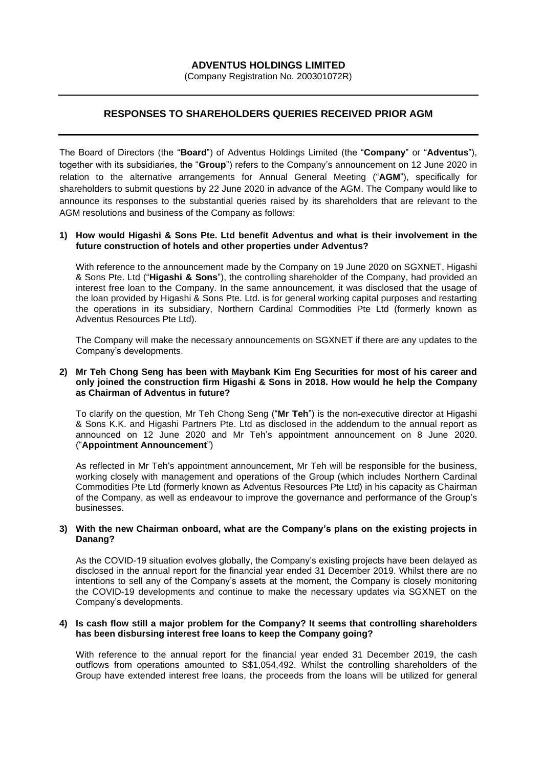**ADVENTUS HOLDINGS LIMITED**

(Company Registration No. 200301072R)

---

## RESPONSES TO SHAREHOLDERS QUERIES RECEIVED PRIOR AGM

---

The Board of Directors (the "**Board**") of Adventus Holdings Limited (the "**Company**" or "**Adventus**"), together with its subsidiaries, the "**Group**") refers to the Company's announcement on 12 June 2020 in relation to the alternative arrangements for Annual General Meeting ("**AGM**"), specifically for shareholders to submit questions by 22 June 2020 in advance of the AGM. The Company would like to announce its responses to the substantial queries raised by its shareholders that are relevant to the AGM resolutions and business of the Company as follows:

**1) How would Higashi & Sons Pte. Ltd benefit Adventus and what is their involvement in the future construction of hotels and other properties under Adventus?**

With reference to the announcement made by the Company on 19 June 2020 on SGXNET, Higashi & Sons Pte. Ltd ("**Higashi & Sons**"), the controlling shareholder of the Company, had provided an interest free loan to the Company. In the same announcement, it was disclosed that the usage of the loan provided by Higashi & Sons Pte. Ltd. is for general working capital purposes and restarting the operations in its subsidiary, Northern Cardinal Commodities Pte Ltd (formerly known as Adventus Resources Pte Ltd).

The Company will make the necessary announcements on SGXNET if there are any updates to the Company's developments.

**2) Mr Teh Chong Seng has been with Maybank Kim Eng Securities for most of his career and only joined the construction firm Higashi & Sons in 2018. How would he help the Company as Chairman of Adventus in future?**

To clarify on the question, Mr Teh Chong Seng ("**Mr Teh**") is the non-executive director at Higashi & Sons K.K. and Higashi Partners Pte. Ltd as disclosed in the addendum to the annual report as announced on 12 June 2020 and Mr Teh's appointment announcement on 8 June 2020. ("**Appointment Announcement**")

As reflected in Mr Teh's appointment announcement, Mr Teh will be responsible for the business, working closely with management and operations of the Group (which includes Northern Cardinal Commodities Pte Ltd (formerly known as Adventus Resources Pte Ltd) in his capacity as Chairman of the Company, as well as endeavour to improve the governance and performance of the Group's businesses.

**3) With the new Chairman onboard, what are the Company's plans on the existing projects in Danang?**

As the COVID-19 situation evolves globally, the Company's existing projects have been delayed as disclosed in the annual report for the financial year ended 31 December 2019. Whilst there are no intentions to sell any of the Company's assets at the moment, the Company is closely monitoring the COVID-19 developments and continue to make the necessary updates via SGXNET on the Company's developments.

**4) Is cash flow still a major problem for the Company? It seems that controlling shareholders has been disbursing interest free loans to keep the Company going?**

With reference to the annual report for the financial year ended 31 December 2019, the cash outflows from operations amounted to S$1,054,492. Whilst the controlling shareholders of the Group have extended interest free loans, the proceeds from the loans will be utilized for general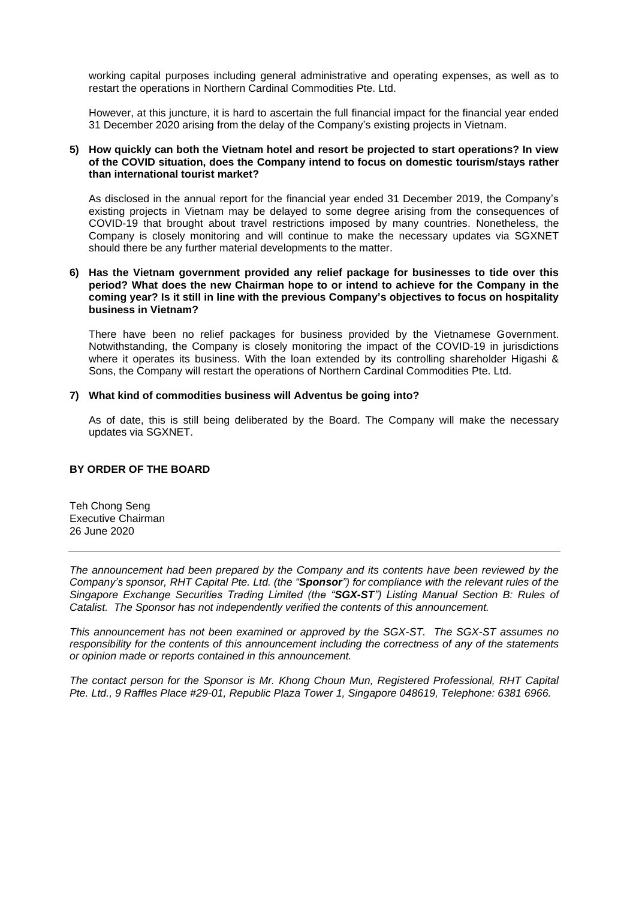working capital purposes including general administrative and operating expenses, as well as to restart the operations in Northern Cardinal Commodities Pte. Ltd.

However, at this juncture, it is hard to ascertain the full financial impact for the financial year ended 31 December 2020 arising from the delay of the Company's existing projects in Vietnam.

**5) How quickly can both the Vietnam hotel and resort be projected to start operations? In view of the COVID situation, does the Company intend to focus on domestic tourism/stays rather than international tourist market?**

As disclosed in the annual report for the financial year ended 31 December 2019, the Company's existing projects in Vietnam may be delayed to some degree arising from the consequences of COVID-19 that brought about travel restrictions imposed by many countries. Nonetheless, the Company is closely monitoring and will continue to make the necessary updates via SGXNET should there be any further material developments to the matter.

**6) Has the Vietnam government provided any relief package for businesses to tide over this period? What does the new Chairman hope to or intend to achieve for the Company in the coming year? Is it still in line with the previous Company's objectives to focus on hospitality business in Vietnam?**

There have been no relief packages for business provided by the Vietnamese Government. Notwithstanding, the Company is closely monitoring the impact of the COVID-19 in jurisdictions where it operates its business. With the loan extended by its controlling shareholder Higashi & Sons, the Company will restart the operations of Northern Cardinal Commodities Pte. Ltd.

**7) What kind of commodities business will Adventus be going into?**

As of date, this is still being deliberated by the Board. The Company will make the necessary updates via SGXNET.

**BY ORDER OF THE BOARD**

Teh Chong Seng
Executive Chairman
26 June 2020

---

*The announcement had been prepared by the Company and its contents have been reviewed by the Company's sponsor, RHT Capital Pte. Ltd. (the "**Sponsor**") for compliance with the relevant rules of the Singapore Exchange Securities Trading Limited (the "**SGX-ST**") Listing Manual Section B: Rules of Catalist. The Sponsor has not independently verified the contents of this announcement.*

*This announcement has not been examined or approved by the SGX-ST. The SGX-ST assumes no responsibility for the contents of this announcement including the correctness of any of the statements or opinion made or reports contained in this announcement.*

*The contact person for the Sponsor is Mr. Khong Choun Mun, Registered Professional, RHT Capital Pte. Ltd., 9 Raffles Place #29-01, Republic Plaza Tower 1, Singapore 048619, Telephone: 6381 6966.*